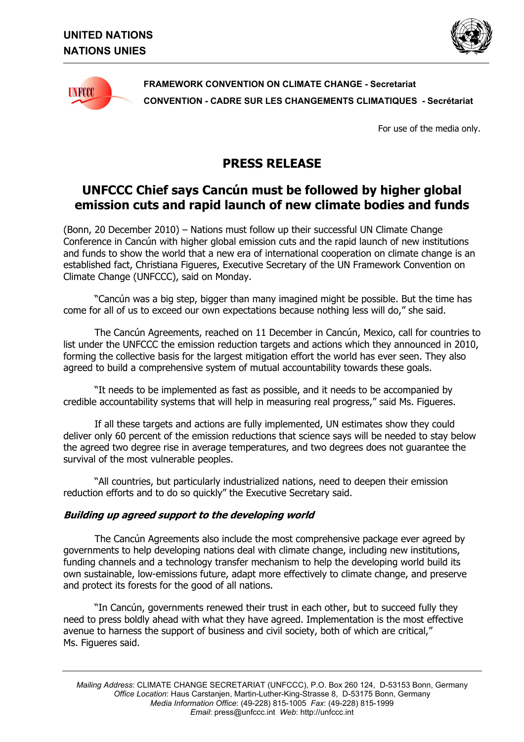**UNITED NATIONS**
**NATIONS UNIES**

**FRAMEWORK CONVENTION ON CLIMATE CHANGE - Secretariat**
**CONVENTION - CADRE SUR LES CHANGEMENTS CLIMATIQUES - Secrétariat**

For use of the media only.

# PRESS RELEASE

## UNFCCC Chief says Cancún must be followed by higher global emission cuts and rapid launch of new climate bodies and funds

(Bonn, 20 December 2010) – Nations must follow up their successful UN Climate Change Conference in Cancún with higher global emission cuts and the rapid launch of new institutions and funds to show the world that a new era of international cooperation on climate change is an established fact, Christiana Figueres, Executive Secretary of the UN Framework Convention on Climate Change (UNFCCC), said on Monday.

"Cancún was a big step, bigger than many imagined might be possible. But the time has come for all of us to exceed our own expectations because nothing less will do," she said.

The Cancún Agreements, reached on 11 December in Cancún, Mexico, call for countries to list under the UNFCCC the emission reduction targets and actions which they announced in 2010, forming the collective basis for the largest mitigation effort the world has ever seen. They also agreed to build a comprehensive system of mutual accountability towards these goals.

"It needs to be implemented as fast as possible, and it needs to be accompanied by credible accountability systems that will help in measuring real progress," said Ms. Figueres.

If all these targets and actions are fully implemented, UN estimates show they could deliver only 60 percent of the emission reductions that science says will be needed to stay below the agreed two degree rise in average temperatures, and two degrees does not guarantee the survival of the most vulnerable peoples.

"All countries, but particularly industrialized nations, need to deepen their emission reduction efforts and to do so quickly" the Executive Secretary said.

### *Building up agreed support to the developing world*

The Cancún Agreements also include the most comprehensive package ever agreed by governments to help developing nations deal with climate change, including new institutions, funding channels and a technology transfer mechanism to help the developing world build its own sustainable, low-emissions future, adapt more effectively to climate change, and preserve and protect its forests for the good of all nations.

"In Cancún, governments renewed their trust in each other, but to succeed fully they need to press boldly ahead with what they have agreed. Implementation is the most effective avenue to harness the support of business and civil society, both of which are critical," Ms. Figueres said.

*Mailing Address*: CLIMATE CHANGE SECRETARIAT (UNFCCC), P.O. Box 260 124, D-53153 Bonn, Germany
*Office Location*: Haus Carstanjen, Martin-Luther-King-Strasse 8, D-53175 Bonn, Germany
*Media Information Office*: (49-228) 815-1005 *Fax*: (49-228) 815-1999
*Email*: press@unfccc.int *Web*: http://unfccc.int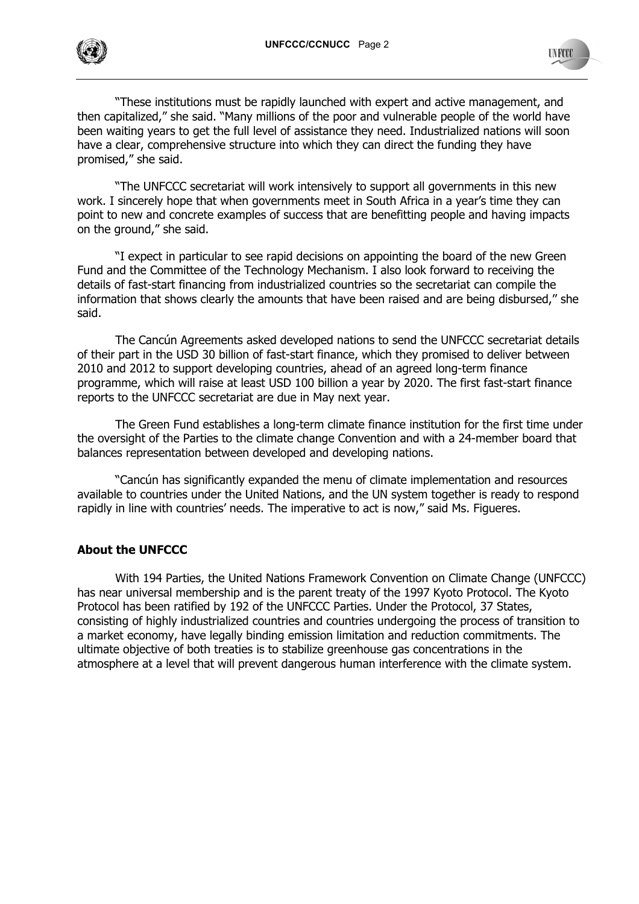"These institutions must be rapidly launched with expert and active management, and then capitalized," she said. "Many millions of the poor and vulnerable people of the world have been waiting years to get the full level of assistance they need. Industrialized nations will soon have a clear, comprehensive structure into which they can direct the funding they have promised," she said.

"The UNFCCC secretariat will work intensively to support all governments in this new work. I sincerely hope that when governments meet in South Africa in a year's time they can point to new and concrete examples of success that are benefitting people and having impacts on the ground," she said.

"I expect in particular to see rapid decisions on appointing the board of the new Green Fund and the Committee of the Technology Mechanism. I also look forward to receiving the details of fast-start financing from industrialized countries so the secretariat can compile the information that shows clearly the amounts that have been raised and are being disbursed," she said.

The Cancún Agreements asked developed nations to send the UNFCCC secretariat details of their part in the USD 30 billion of fast-start finance, which they promised to deliver between 2010 and 2012 to support developing countries, ahead of an agreed long-term finance programme, which will raise at least USD 100 billion a year by 2020. The first fast-start finance reports to the UNFCCC secretariat are due in May next year.

The Green Fund establishes a long-term climate finance institution for the first time under the oversight of the Parties to the climate change Convention and with a 24-member board that balances representation between developed and developing nations.

"Cancún has significantly expanded the menu of climate implementation and resources available to countries under the United Nations, and the UN system together is ready to respond rapidly in line with countries' needs. The imperative to act is now," said Ms. Figueres.

**About the UNFCCC**

With 194 Parties, the United Nations Framework Convention on Climate Change (UNFCCC) has near universal membership and is the parent treaty of the 1997 Kyoto Protocol. The Kyoto Protocol has been ratified by 192 of the UNFCCC Parties. Under the Protocol, 37 States, consisting of highly industrialized countries and countries undergoing the process of transition to a market economy, have legally binding emission limitation and reduction commitments. The ultimate objective of both treaties is to stabilize greenhouse gas concentrations in the atmosphere at a level that will prevent dangerous human interference with the climate system.